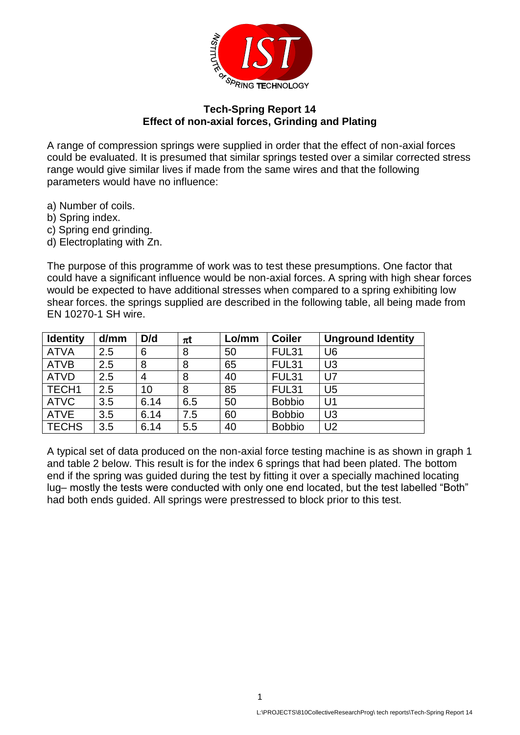**Tech-Spring Report 14**
**Effect of non-axial forces, Grinding and Plating**

A range of compression springs were supplied in order that the effect of non-axial forces could be evaluated. It is presumed that similar springs tested over a similar corrected stress range would give similar lives if made from the same wires and that the following parameters would have no influence:

a) Number of coils.
b) Spring index.
c) Spring end grinding.
d) Electroplating with Zn.

The purpose of this programme of work was to test these presumptions. One factor that could have a significant influence would be non-axial forces. A spring with high shear forces would be expected to have additional stresses when compared to a spring exhibiting low shear forces. the springs supplied are described in the following table, all being made from EN 10270-1 SH wire.

| Identity | d/mm | D/d | $\pi$t | Lo/mm | Coiler | Unground Identity |
|---|---|---|---|---|---|---|
| ATVA | 2.5 | 6 | 8 | 50 | FUL31 | U6 |
| ATVB | 2.5 | 8 | 8 | 65 | FUL31 | U3 |
| ATVD | 2.5 | 4 | 8 | 40 | FUL31 | U7 |
| TECH1 | 2.5 | 10 | 8 | 85 | FUL31 | U5 |
| ATVC | 3.5 | 6.14 | 6.5 | 50 | Bobbio | U1 |
| ATVE | 3.5 | 6.14 | 7.5 | 60 | Bobbio | U3 |
| TECHS | 3.5 | 6.14 | 5.5 | 40 | Bobbio | U2 |

A typical set of data produced on the non-axial force testing machine is as shown in graph 1 and table 2 below. This result is for the index 6 springs that had been plated. The bottom end if the spring was guided during the test by fitting it over a specially machined locating lug– mostly the tests were conducted with only one end located, but the test labelled "Both" had both ends guided. All springs were prestressed to block prior to this test.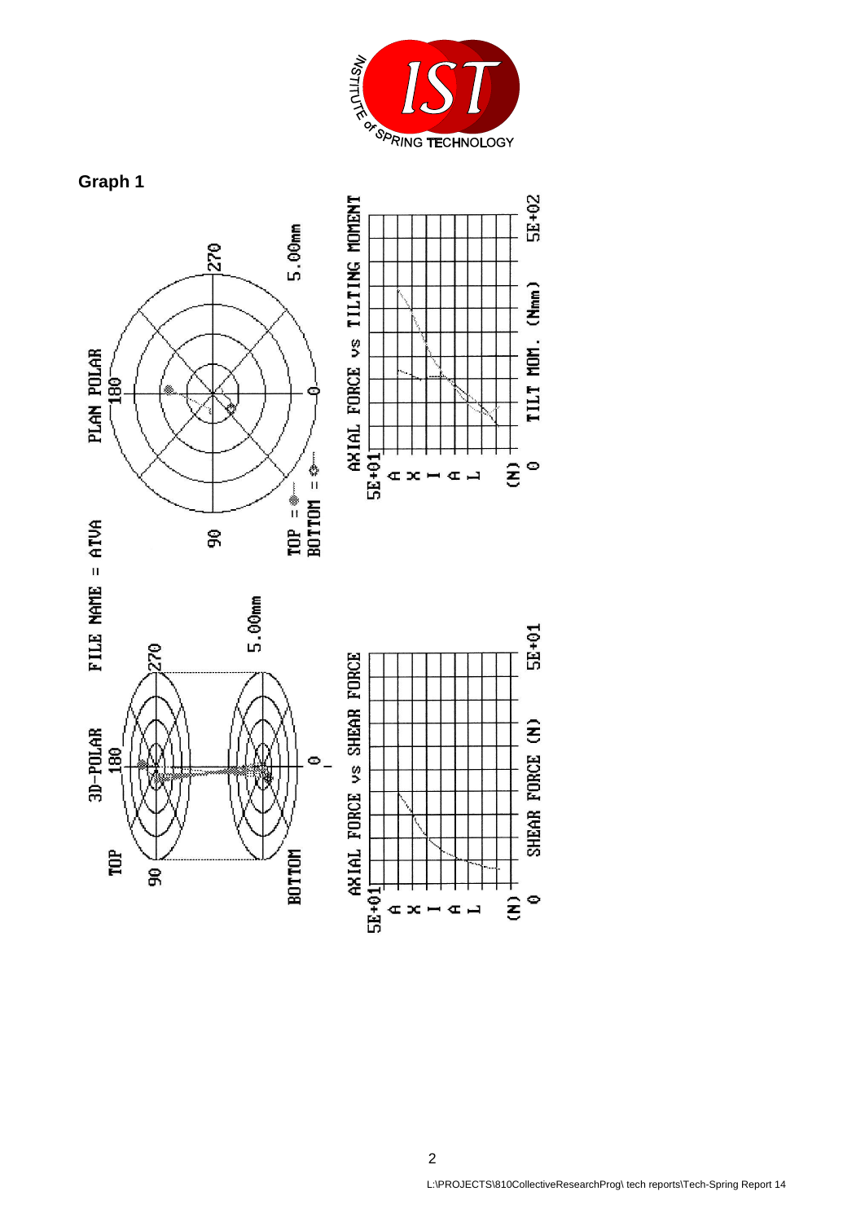**Graph 1**

FILE NAME = ATVA

3D-POLAR

TOP

BOTTOM

PLAN POLAR

TOP = 

BOTTOM = 

5.00mm

AXIAL FORCE vs SHEAR FORCE

AXIAL (N)

5E+01

0

SHEAR FORCE (N)

5E+01

AXIAL FORCE vs TILTING MOMENT

AXIAL (N)

5E+01

0

TILT MOM. (Nmm)

5E+02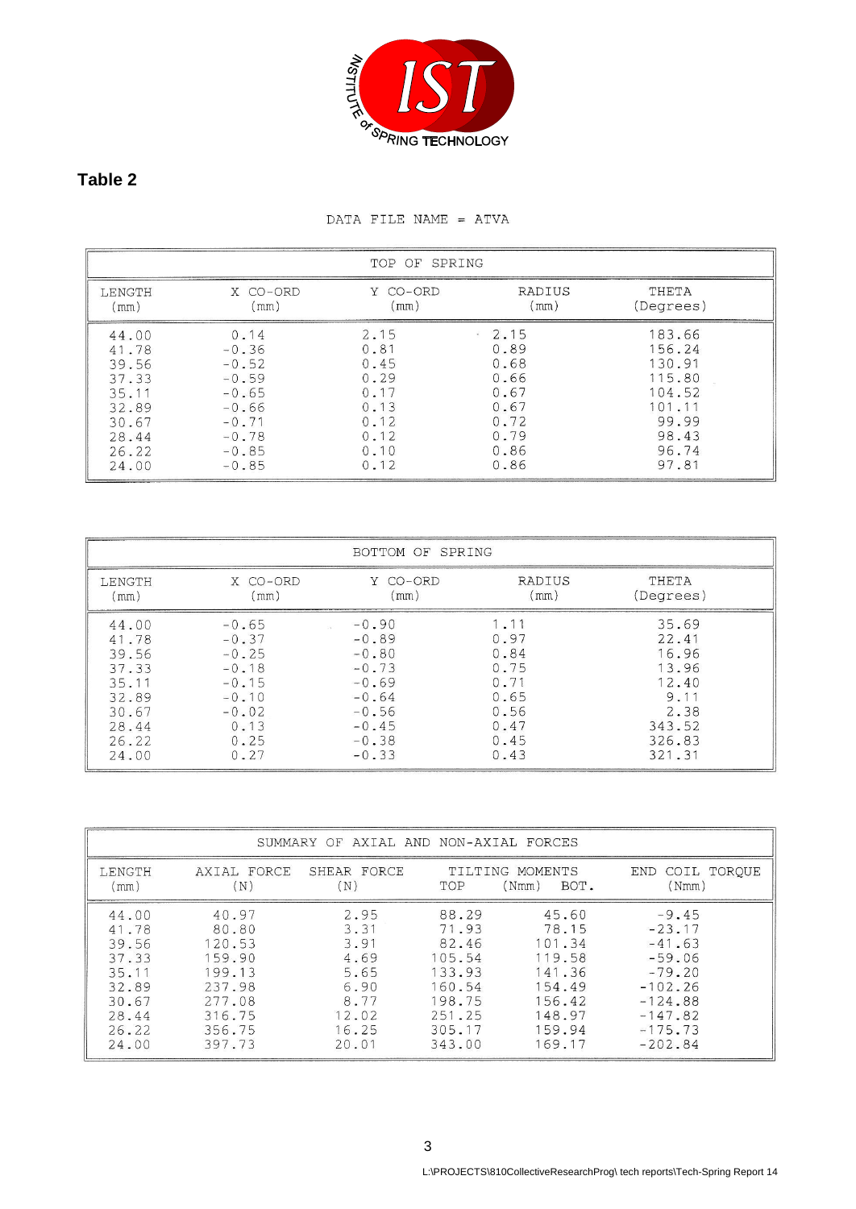## Table 2

DATA FILE NAME = ATVA

| TOP OF SPRING | | | | |
|---|---|---|---|---|
| LENGTH (mm) | X CO-ORD (mm) | Y CO-ORD (mm) | RADIUS (mm) | THETA (Degrees) |
| 44.00 | 0.14 | 2.15 | 2.15 | 183.66 |
| 41.78 | -0.36 | 0.81 | 0.89 | 156.24 |
| 39.56 | -0.52 | 0.45 | 0.68 | 130.91 |
| 37.33 | -0.59 | 0.29 | 0.66 | 115.80 |
| 35.11 | -0.65 | 0.17 | 0.67 | 104.52 |
| 32.89 | -0.66 | 0.13 | 0.67 | 101.11 |
| 30.67 | -0.71 | 0.12 | 0.72 | 99.99 |
| 28.44 | -0.78 | 0.12 | 0.79 | 98.43 |
| 26.22 | -0.85 | 0.10 | 0.86 | 96.74 |
| 24.00 | -0.85 | 0.12 | 0.86 | 97.81 |

| BOTTOM OF SPRING | | | | |
|---|---|---|---|---|
| LENGTH (mm) | X CO-ORD (mm) | Y CO-ORD (mm) | RADIUS (mm) | THETA (Degrees) |
| 44.00 | -0.65 | -0.90 | 1.11 | 35.69 |
| 41.78 | -0.37 | -0.89 | 0.97 | 22.41 |
| 39.56 | -0.25 | -0.80 | 0.84 | 16.96 |
| 37.33 | -0.18 | -0.73 | 0.75 | 13.96 |
| 35.11 | -0.15 | -0.69 | 0.71 | 12.40 |
| 32.89 | -0.10 | -0.64 | 0.65 | 9.11 |
| 30.67 | -0.02 | -0.56 | 0.56 | 2.38 |
| 28.44 | 0.13 | -0.45 | 0.47 | 343.52 |
| 26.22 | 0.25 | -0.38 | 0.45 | 326.83 |
| 24.00 | 0.27 | -0.33 | 0.43 | 321.31 |

| SUMMARY OF AXIAL AND NON-AXIAL FORCES | | | | | |
|---|---|---|---|---|---|
| LENGTH (mm) | AXIAL FORCE (N) | SHEAR FORCE (N) | TILTING MOMENTS (Nmm) | | END COIL TORQUE (Nmm) |
| | | | TOP | BOT. | |
| 44.00 | 40.97 | 2.95 | 88.29 | 45.60 | -9.45 |
| 41.78 | 80.80 | 3.31 | 71.93 | 78.15 | -23.17 |
| 39.56 | 120.53 | 3.91 | 82.46 | 101.34 | -41.63 |
| 37.33 | 159.90 | 4.69 | 105.54 | 119.58 | -59.06 |
| 35.11 | 199.13 | 5.65 | 133.93 | 141.36 | -79.20 |
| 32.89 | 237.98 | 6.90 | 160.54 | 154.49 | -102.26 |
| 30.67 | 277.08 | 8.77 | 198.75 | 156.42 | -124.88 |
| 28.44 | 316.75 | 12.02 | 251.25 | 148.97 | -147.82 |
| 26.22 | 356.75 | 16.25 | 305.17 | 159.94 | -175.73 |
| 24.00 | 397.73 | 20.01 | 343.00 | 169.17 | -202.84 |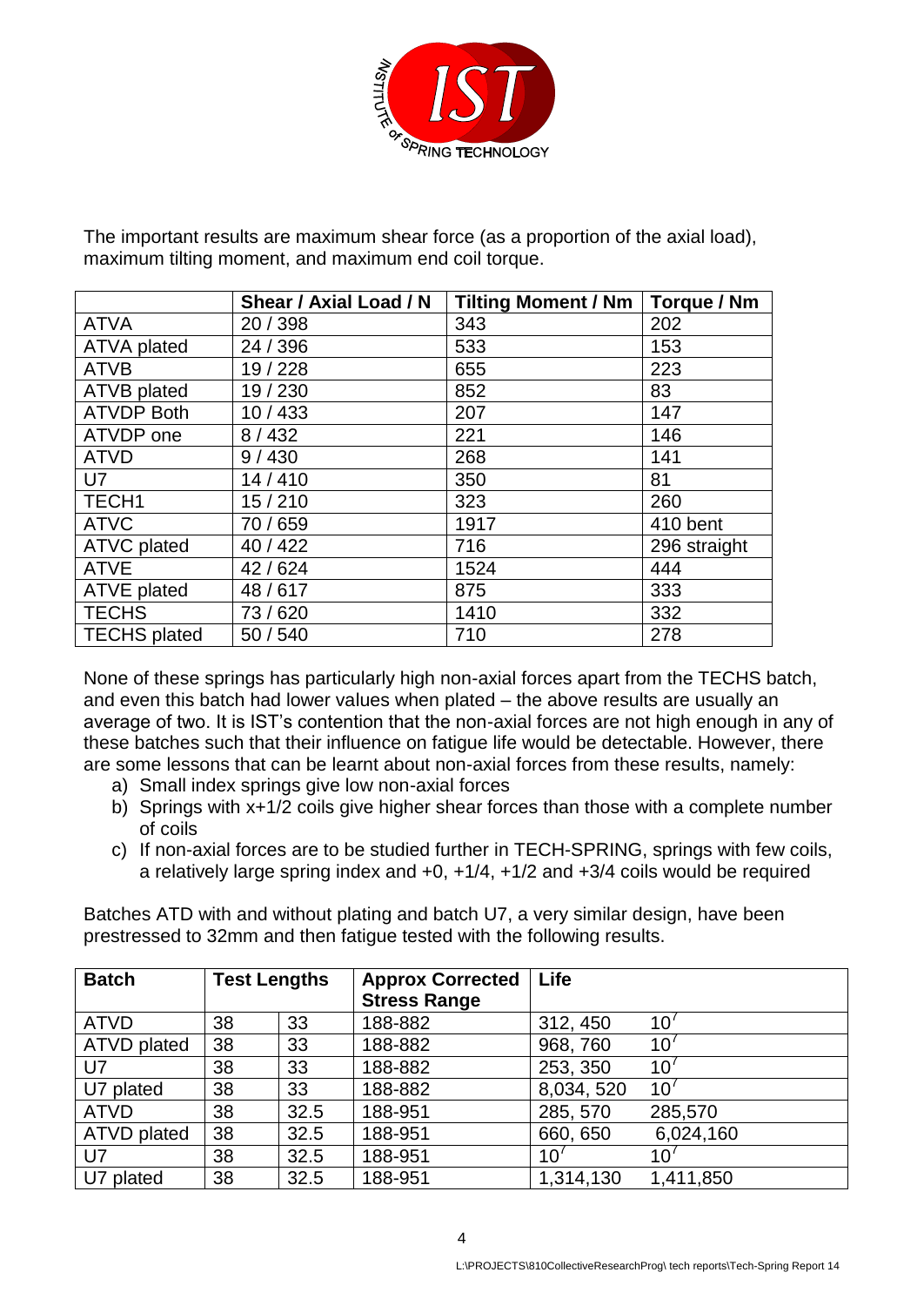The important results are maximum shear force (as a proportion of the axial load), maximum tilting moment, and maximum end coil torque.

| | Shear / Axial Load / N | Tilting Moment / Nm | Torque / Nm |
|---|---|---|---|
| ATVA | 20 / 398 | 343 | 202 |
| ATVA plated | 24 / 396 | 533 | 153 |
| ATVB | 19 / 228 | 655 | 223 |
| ATVB plated | 19 / 230 | 852 | 83 |
| ATVDP Both | 10 / 433 | 207 | 147 |
| ATVDP one | 8 / 432 | 221 | 146 |
| ATVD | 9 / 430 | 268 | 141 |
| U7 | 14 / 410 | 350 | 81 |
| TECH1 | 15 / 210 | 323 | 260 |
| ATVC | 70 / 659 | 1917 | 410 bent |
| ATVC plated | 40 / 422 | 716 | 296 straight |
| ATVE | 42 / 624 | 1524 | 444 |
| ATVE plated | 48 / 617 | 875 | 333 |
| TECHS | 73 / 620 | 1410 | 332 |
| TECHS plated | 50 / 540 | 710 | 278 |

None of these springs has particularly high non-axial forces apart from the TECHS batch, and even this batch had lower values when plated – the above results are usually an average of two. It is IST's contention that the non-axial forces are not high enough in any of these batches such that their influence on fatigue life would be detectable. However, there are some lessons that can be learnt about non-axial forces from these results, namely:

a) Small index springs give low non-axial forces
b) Springs with x+1/2 coils give higher shear forces than those with a complete number of coils
c) If non-axial forces are to be studied further in TECH-SPRING, springs with few coils, a relatively large spring index and +0, +1/4, +1/2 and +3/4 coils would be required

Batches ATD with and without plating and batch U7, a very similar design, have been prestressed to 32mm and then fatigue tested with the following results.

| Batch | Test Lengths | | Approx Corrected Stress Range | Life | |
|---|---|---|---|---|---|
| ATVD | 38 | 33 | 188-882 | 312, 450 | $10^7$ |
| ATVD plated | 38 | 33 | 188-882 | 968, 760 | $10^7$ |
| U7 | 38 | 33 | 188-882 | 253, 350 | $10^7$ |
| U7 plated | 38 | 33 | 188-882 | 8,034, 520 | $10^7$ |
| ATVD | 38 | 32.5 | 188-951 | 285, 570 | 285,570 |
| ATVD plated | 38 | 32.5 | 188-951 | 660, 650 | 6,024,160 |
| U7 | 38 | 32.5 | 188-951 | $10^7$ | $10^7$ |
| U7 plated | 38 | 32.5 | 188-951 | 1,314,130 | 1,411,850 |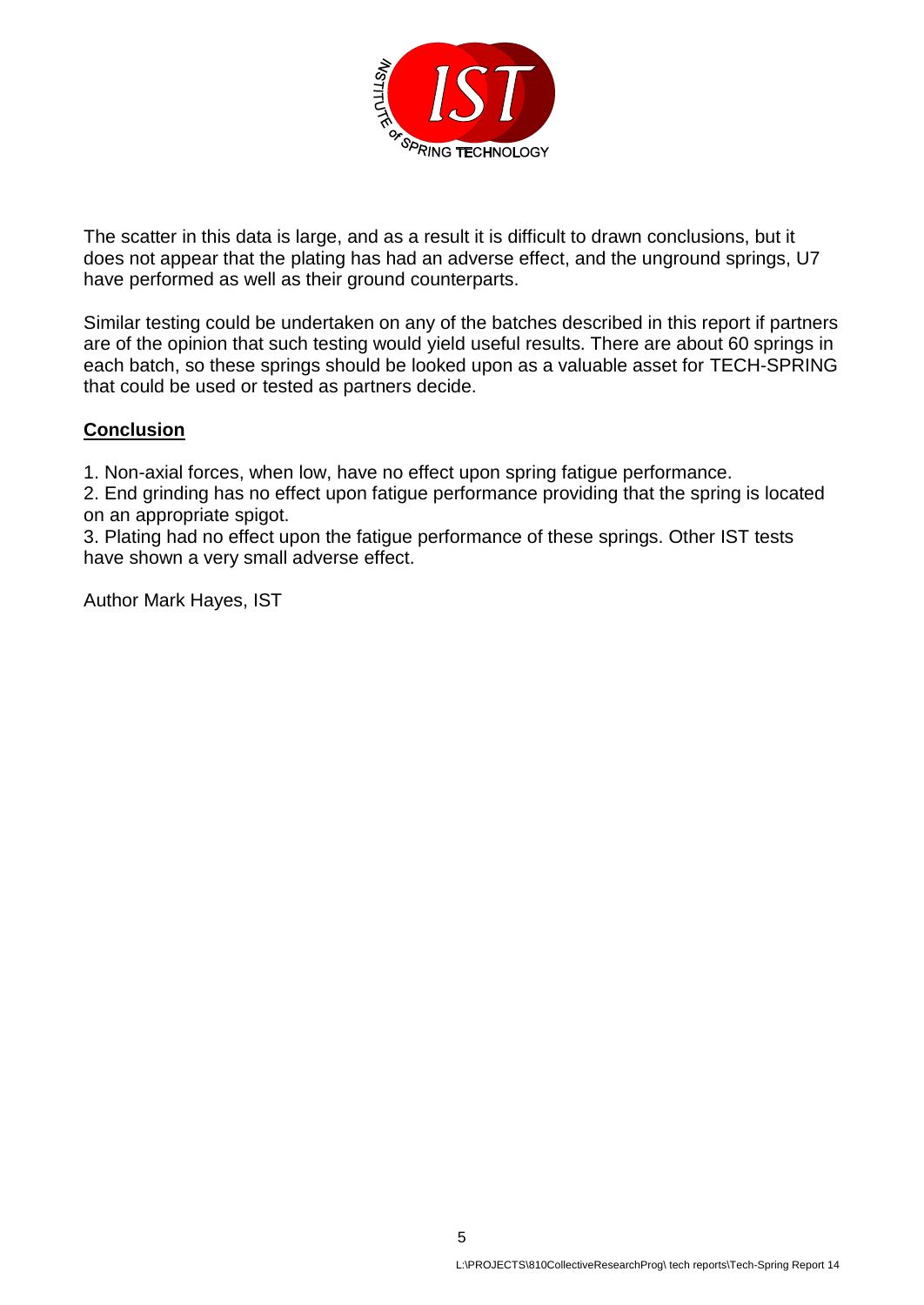The scatter in this data is large, and as a result it is difficult to drawn conclusions, but it does not appear that the plating has had an adverse effect, and the unground springs, U7 have performed as well as their ground counterparts.

Similar testing could be undertaken on any of the batches described in this report if partners are of the opinion that such testing would yield useful results. There are about 60 springs in each batch, so these springs should be looked upon as a valuable asset for TECH-SPRING that could be used or tested as partners decide.

## Conclusion

1. Non-axial forces, when low, have no effect upon spring fatigue performance.
2. End grinding has no effect upon fatigue performance providing that the spring is located on an appropriate spigot.
3. Plating had no effect upon the fatigue performance of these springs. Other IST tests have shown a very small adverse effect.

Author Mark Hayes, IST